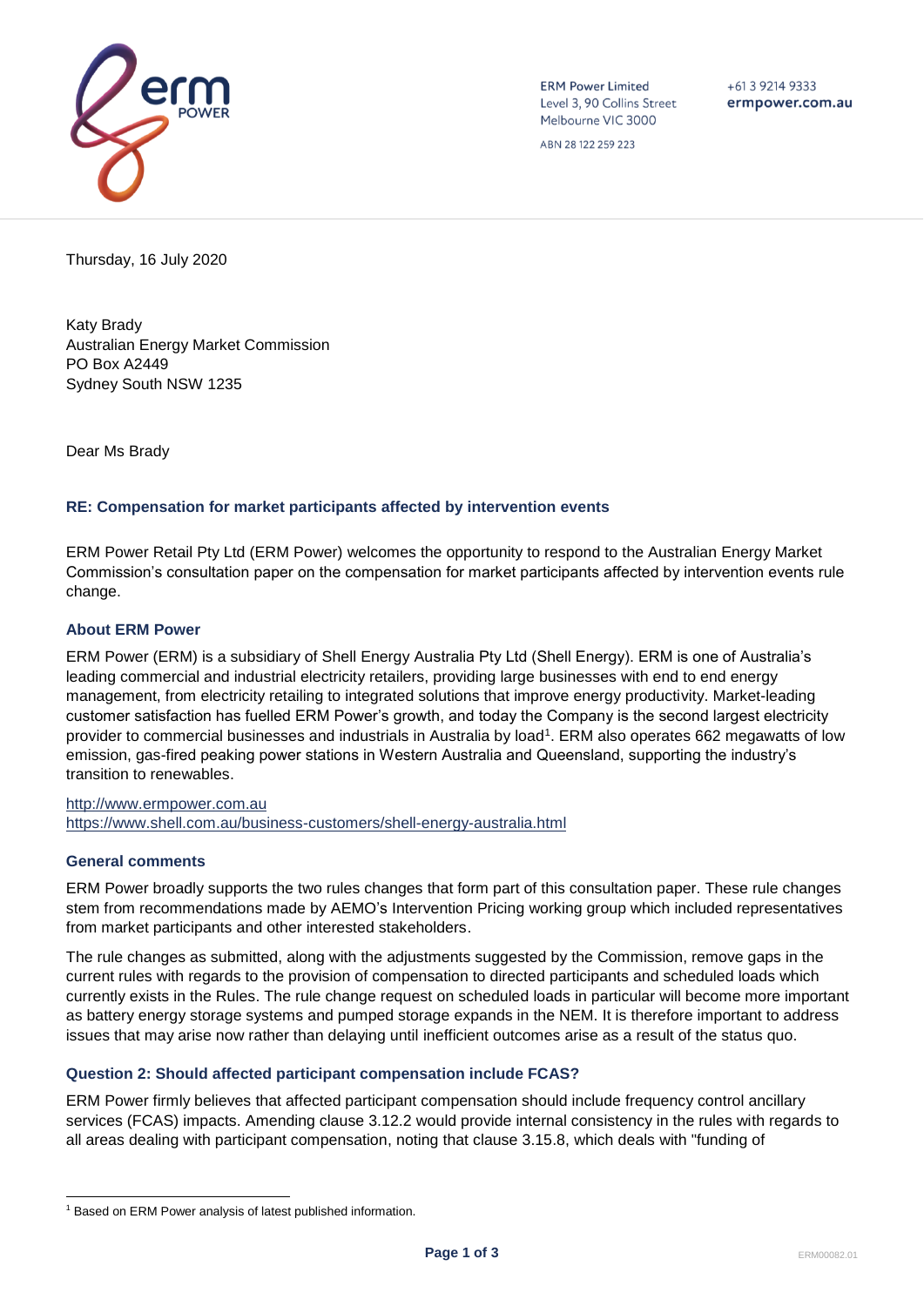ERM Power Limited
Level 3, 90 Collins Street
Melbourne VIC 3000

ABN 28 122 259 223

+61 3 9214 9333
ermpower.com.au

Thursday, 16 July 2020

Katy Brady
Australian Energy Market Commission
PO Box A2449
Sydney South NSW 1235

Dear Ms Brady

### RE: Compensation for market participants affected by intervention events

ERM Power Retail Pty Ltd (ERM Power) welcomes the opportunity to respond to the Australian Energy Market Commission's consultation paper on the compensation for market participants affected by intervention events rule change.

### About ERM Power

ERM Power (ERM) is a subsidiary of Shell Energy Australia Pty Ltd (Shell Energy). ERM is one of Australia's leading commercial and industrial electricity retailers, providing large businesses with end to end energy management, from electricity retailing to integrated solutions that improve energy productivity. Market-leading customer satisfaction has fuelled ERM Power's growth, and today the Company is the second largest electricity provider to commercial businesses and industrials in Australia by load[1]. ERM also operates 662 megawatts of low emission, gas-fired peaking power stations in Western Australia and Queensland, supporting the industry's transition to renewables.

http://www.ermpower.com.au
https://www.shell.com.au/business-customers/shell-energy-australia.html

### General comments

ERM Power broadly supports the two rules changes that form part of this consultation paper. These rule changes stem from recommendations made by AEMO's Intervention Pricing working group which included representatives from market participants and other interested stakeholders.

The rule changes as submitted, along with the adjustments suggested by the Commission, remove gaps in the current rules with regards to the provision of compensation to directed participants and scheduled loads which currently exists in the Rules. The rule change request on scheduled loads in particular will become more important as battery energy storage systems and pumped storage expands in the NEM. It is therefore important to address issues that may arise now rather than delaying until inefficient outcomes arise as a result of the status quo.

### Question 2: Should affected participant compensation include FCAS?

ERM Power firmly believes that affected participant compensation should include frequency control ancillary services (FCAS) impacts. Amending clause 3.12.2 would provide internal consistency in the rules with regards to all areas dealing with participant compensation, noting that clause 3.15.8, which deals with "funding of

[1] Based on ERM Power analysis of latest published information.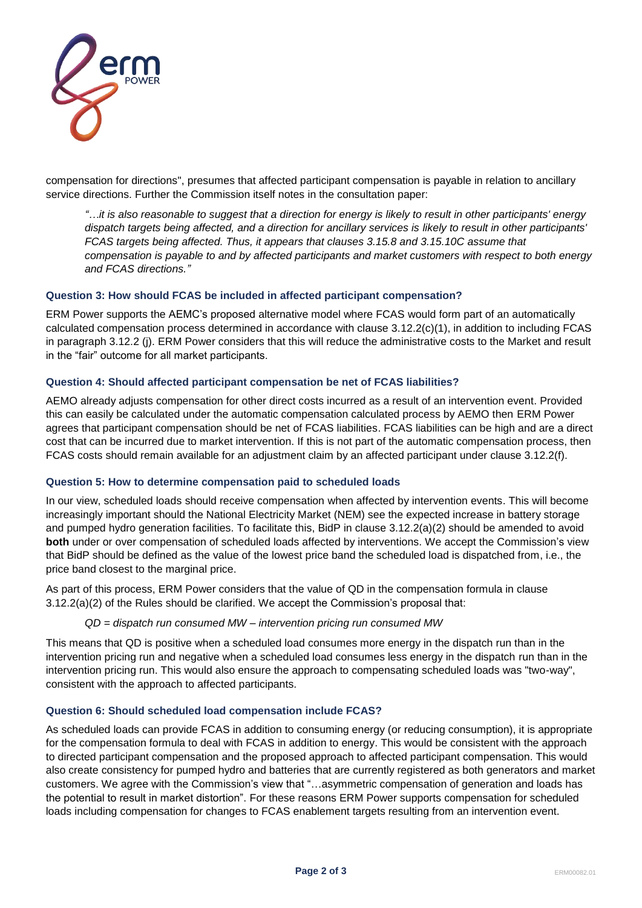compensation for directions", presumes that affected participant compensation is payable in relation to ancillary service directions. Further the Commission itself notes in the consultation paper:

> *"…it is also reasonable to suggest that a direction for energy is likely to result in other participants' energy dispatch targets being affected, and a direction for ancillary services is likely to result in other participants' FCAS targets being affected. Thus, it appears that clauses 3.15.8 and 3.15.10C assume that compensation is payable to and by affected participants and market customers with respect to both energy and FCAS directions."*

### Question 3: How should FCAS be included in affected participant compensation?

ERM Power supports the AEMC's proposed alternative model where FCAS would form part of an automatically calculated compensation process determined in accordance with clause 3.12.2(c)(1), in addition to including FCAS in paragraph 3.12.2 (j). ERM Power considers that this will reduce the administrative costs to the Market and result in the "fair" outcome for all market participants.

### Question 4: Should affected participant compensation be net of FCAS liabilities?

AEMO already adjusts compensation for other direct costs incurred as a result of an intervention event. Provided this can easily be calculated under the automatic compensation calculated process by AEMO then ERM Power agrees that participant compensation should be net of FCAS liabilities. FCAS liabilities can be high and are a direct cost that can be incurred due to market intervention. If this is not part of the automatic compensation process, then FCAS costs should remain available for an adjustment claim by an affected participant under clause 3.12.2(f).

### Question 5: How to determine compensation paid to scheduled loads

In our view, scheduled loads should receive compensation when affected by intervention events. This will become increasingly important should the National Electricity Market (NEM) see the expected increase in battery storage and pumped hydro generation facilities. To facilitate this, BidP in clause 3.12.2(a)(2) should be amended to avoid **both** under or over compensation of scheduled loads affected by interventions. We accept the Commission's view that BidP should be defined as the value of the lowest price band the scheduled load is dispatched from, i.e., the price band closest to the marginal price.

As part of this process, ERM Power considers that the value of QD in the compensation formula in clause 3.12.2(a)(2) of the Rules should be clarified. We accept the Commission's proposal that:

> *QD = dispatch run consumed MW – intervention pricing run consumed MW*

This means that QD is positive when a scheduled load consumes more energy in the dispatch run than in the intervention pricing run and negative when a scheduled load consumes less energy in the dispatch run than in the intervention pricing run. This would also ensure the approach to compensating scheduled loads was "two-way", consistent with the approach to affected participants.

### Question 6: Should scheduled load compensation include FCAS?

As scheduled loads can provide FCAS in addition to consuming energy (or reducing consumption), it is appropriate for the compensation formula to deal with FCAS in addition to energy. This would be consistent with the approach to directed participant compensation and the proposed approach to affected participant compensation. This would also create consistency for pumped hydro and batteries that are currently registered as both generators and market customers. We agree with the Commission's view that "…asymmetric compensation of generation and loads has the potential to result in market distortion". For these reasons ERM Power supports compensation for scheduled loads including compensation for changes to FCAS enablement targets resulting from an intervention event.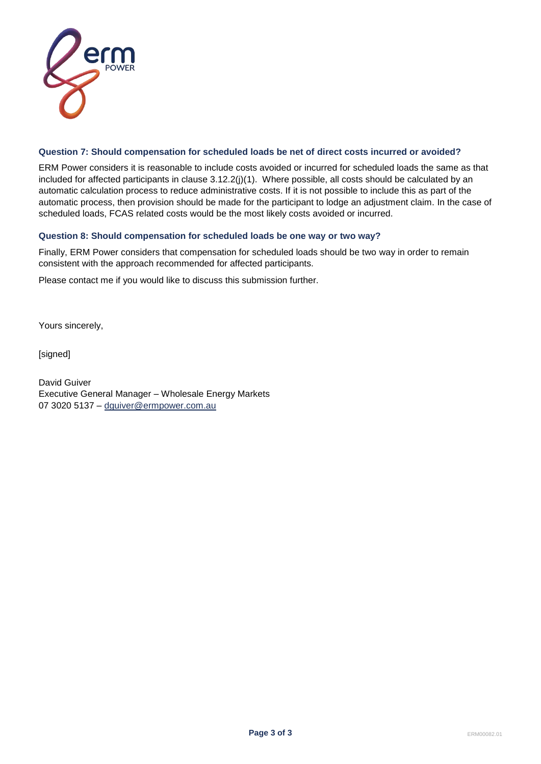### Question 7: Should compensation for scheduled loads be net of direct costs incurred or avoided?

ERM Power considers it is reasonable to include costs avoided or incurred for scheduled loads the same as that included for affected participants in clause 3.12.2(j)(1). Where possible, all costs should be calculated by an automatic calculation process to reduce administrative costs. If it is not possible to include this as part of the automatic process, then provision should be made for the participant to lodge an adjustment claim. In the case of scheduled loads, FCAS related costs would be the most likely costs avoided or incurred.

### Question 8: Should compensation for scheduled loads be one way or two way?

Finally, ERM Power considers that compensation for scheduled loads should be two way in order to remain consistent with the approach recommended for affected participants.

Please contact me if you would like to discuss this submission further.

Yours sincerely,

[signed]

David Guiver
Executive General Manager – Wholesale Energy Markets
07 3020 5137 – dguiver@ermpower.com.au